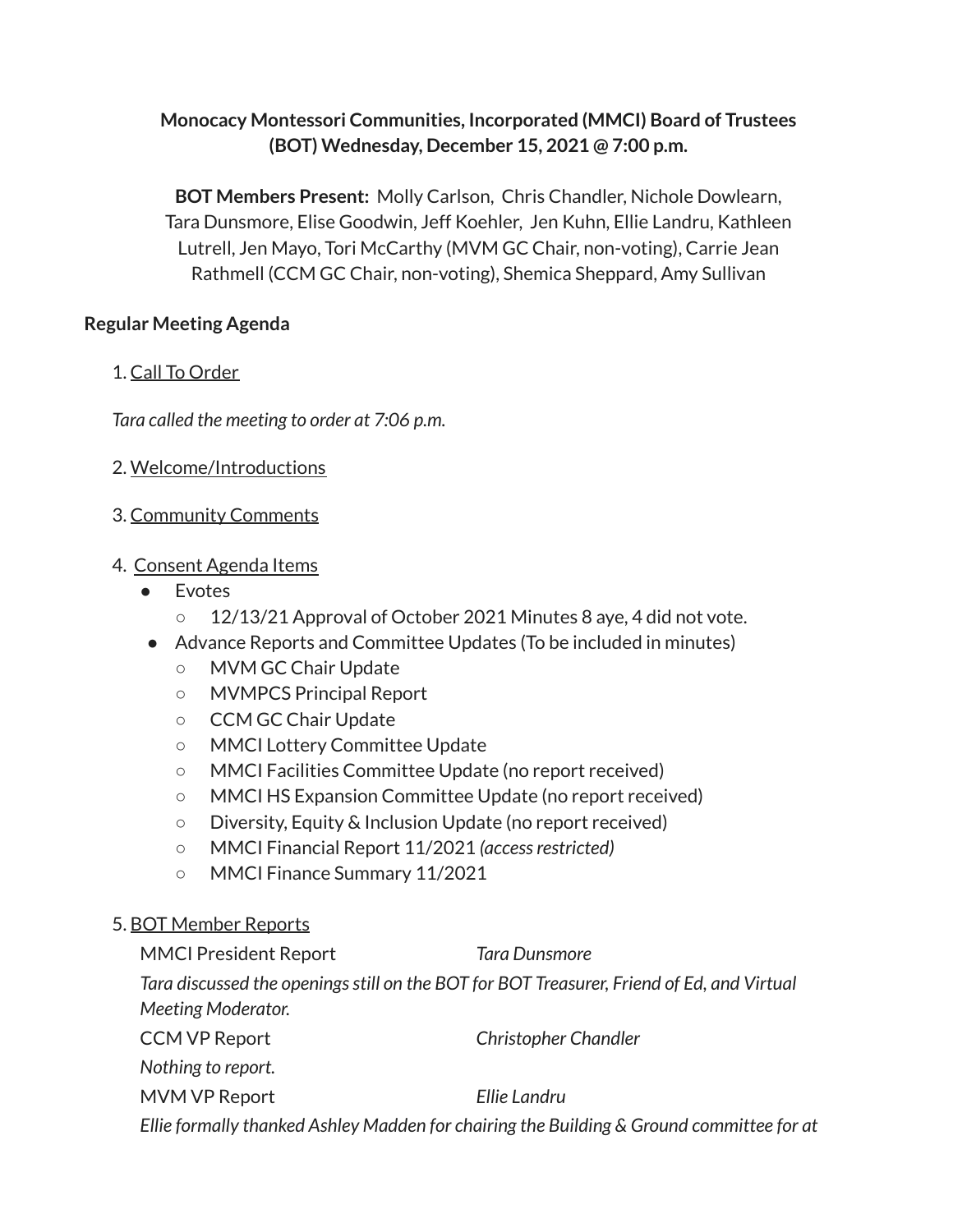**Monocacy Montessori Communities, Incorporated (MMCI) Board of Trustees (BOT) Wednesday, December 15, 2021 @ 7:00 p.m.**

**BOT Members Present:** Molly Carlson, Chris Chandler, Nichole Dowlearn, Tara Dunsmore, Elise Goodwin, Jeff Koehler, Jen Kuhn, Ellie Landru, Kathleen Lutrell, Jen Mayo, Tori McCarthy (MVM GC Chair, non-voting), Carrie Jean Rathmell (CCM GC Chair, non-voting), Shemica Sheppard, Amy Sullivan

## Regular Meeting Agenda

1. Call To Order

*Tara called the meeting to order at 7:06 p.m.*

2. Welcome/Introductions

3. Community Comments

4. Consent Agenda Items

- Evotes
  - 12/13/21 Approval of October 2021 Minutes 8 aye, 4 did not vote.
- Advance Reports and Committee Updates (To be included in minutes)
  - MVM GC Chair Update
  - MVMPCS Principal Report
  - CCM GC Chair Update
  - MMCI Lottery Committee Update
  - MMCI Facilities Committee Update (no report received)
  - MMCI HS Expansion Committee Update (no report received)
  - Diversity, Equity & Inclusion Update (no report received)
  - MMCI Financial Report 11/2021 *(access restricted)*
  - MMCI Finance Summary 11/2021

5. BOT Member Reports

MMCI President Report — *Tara Dunsmore*

*Tara discussed the openings still on the BOT for BOT Treasurer, Friend of Ed, and Virtual Meeting Moderator.*

CCM VP Report — *Christopher Chandler*

*Nothing to report.*

MVM VP Report — *Ellie Landru*

*Ellie formally thanked Ashley Madden for chairing the Building & Ground committee for at*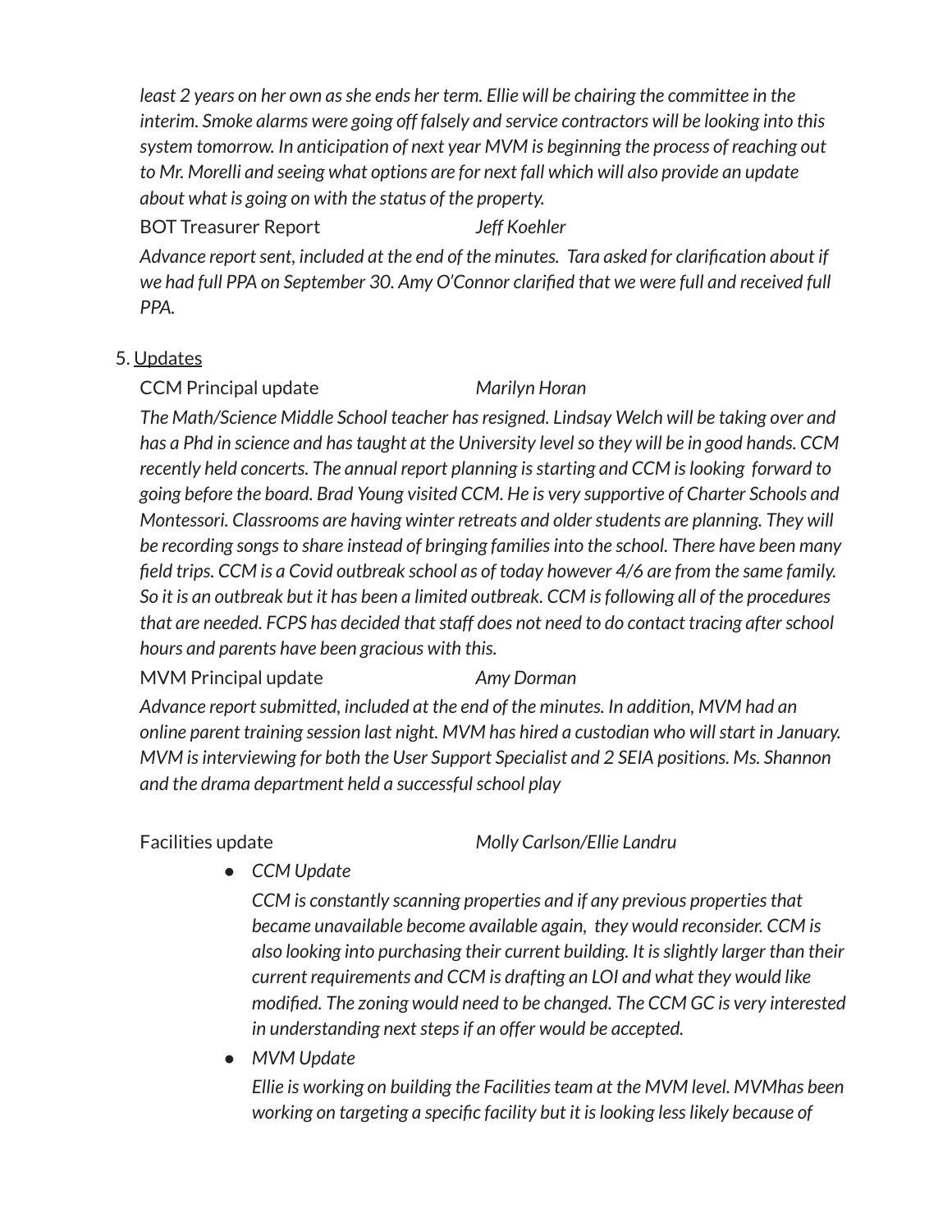*least 2 years on her own as she ends her term. Ellie will be chairing the committee in the interim. Smoke alarms were going off falsely and service contractors will be looking into this system tomorrow. In anticipation of next year MVM is beginning the process of reaching out to Mr. Morelli and seeing what options are for next fall which will also provide an update about what is going on with the status of the property.*

BOT Treasurer Report *Jeff Koehler*

*Advance report sent, included at the end of the minutes. Tara asked for clarification about if we had full PPA on September 30. Amy O'Connor clarified that we were full and received full PPA.*

5. Updates

CCM Principal update *Marilyn Horan*

*The Math/Science Middle School teacher has resigned. Lindsay Welch will be taking over and has a Phd in science and has taught at the University level so they will be in good hands. CCM recently held concerts. The annual report planning is starting and CCM is looking forward to going before the board. Brad Young visited CCM. He is very supportive of Charter Schools and Montessori. Classrooms are having winter retreats and older students are planning. They will be recording songs to share instead of bringing families into the school. There have been many field trips. CCM is a Covid outbreak school as of today however 4/6 are from the same family. So it is an outbreak but it has been a limited outbreak. CCM is following all of the procedures that are needed. FCPS has decided that staff does not need to do contact tracing after school hours and parents have been gracious with this.*

MVM Principal update *Amy Dorman*

*Advance report submitted, included at the end of the minutes. In addition, MVM had an online parent training session last night. MVM has hired a custodian who will start in January. MVM is interviewing for both the User Support Specialist and 2 SEIA positions. Ms. Shannon and the drama department held a successful school play*

Facilities update *Molly Carlson/Ellie Landru*

- *CCM Update*

  *CCM is constantly scanning properties and if any previous properties that became unavailable become available again, they would reconsider. CCM is also looking into purchasing their current building. It is slightly larger than their current requirements and CCM is drafting an LOI and what they would like modified. The zoning would need to be changed. The CCM GC is very interested in understanding next steps if an offer would be accepted.*

- *MVM Update*

  *Ellie is working on building the Facilities team at the MVM level. MVMhas been working on targeting a specific facility but it is looking less likely because of*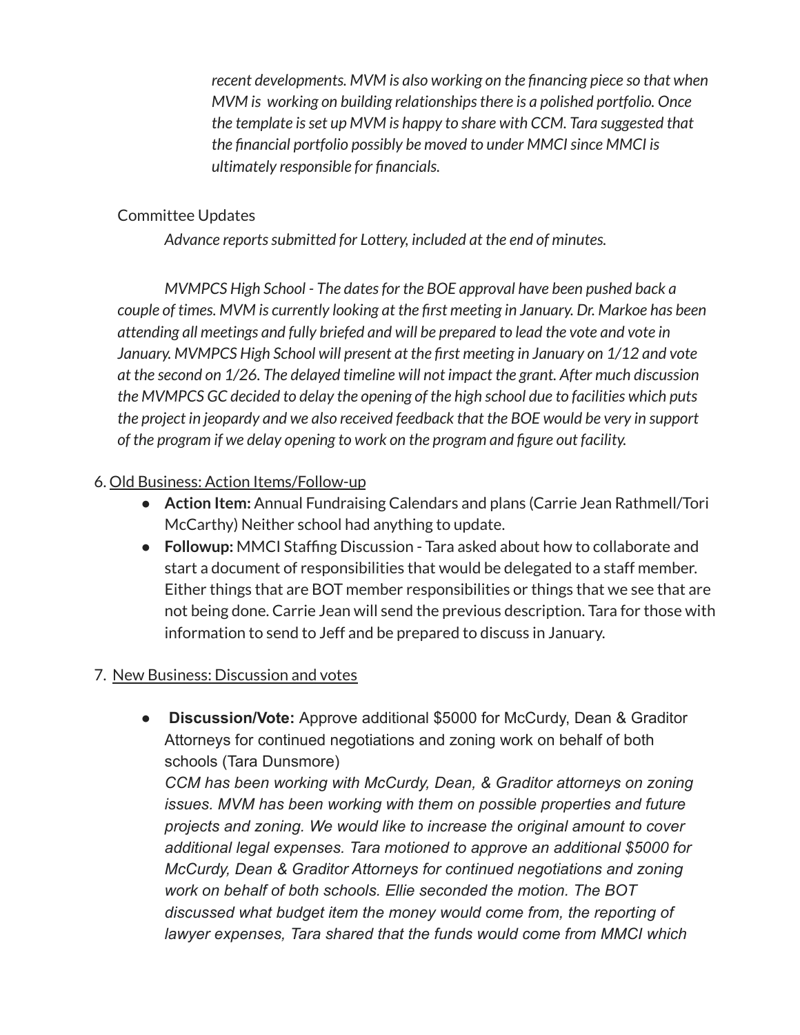*recent developments. MVM is also working on the financing piece so that when MVM is working on building relationships there is a polished portfolio. Once the template is set up MVM is happy to share with CCM. Tara suggested that the financial portfolio possibly be moved to under MMCI since MMCI is ultimately responsible for financials.*

Committee Updates

*Advance reports submitted for Lottery, included at the end of minutes.*

*MVMPCS High School - The dates for the BOE approval have been pushed back a couple of times. MVM is currently looking at the first meeting in January. Dr. Markoe has been attending all meetings and fully briefed and will be prepared to lead the vote and vote in January. MVMPCS High School will present at the first meeting in January on 1/12 and vote at the second on 1/26. The delayed timeline will not impact the grant. After much discussion the MVMPCS GC decided to delay the opening of the high school due to facilities which puts the project in jeopardy and we also received feedback that the BOE would be very in support of the program if we delay opening to work on the program and figure out facility.*

6. Old Business: Action Items/Follow-up
   - **Action Item:** Annual Fundraising Calendars and plans (Carrie Jean Rathmell/Tori McCarthy) Neither school had anything to update.
   - **Followup:** MMCI Staffing Discussion - Tara asked about how to collaborate and start a document of responsibilities that would be delegated to a staff member. Either things that are BOT member responsibilities or things that we see that are not being done. Carrie Jean will send the previous description. Tara for those with information to send to Jeff and be prepared to discuss in January.

7. New Business: Discussion and votes
   - **Discussion/Vote:** Approve additional $5000 for McCurdy, Dean & Graditor Attorneys for continued negotiations and zoning work on behalf of both schools (Tara Dunsmore)
     *CCM has been working with McCurdy, Dean, & Graditor attorneys on zoning issues. MVM has been working with them on possible properties and future projects and zoning. We would like to increase the original amount to cover additional legal expenses. Tara motioned to approve an additional $5000 for McCurdy, Dean & Graditor Attorneys for continued negotiations and zoning work on behalf of both schools. Ellie seconded the motion. The BOT discussed what budget item the money would come from, the reporting of lawyer expenses, Tara shared that the funds would come from MMCI which*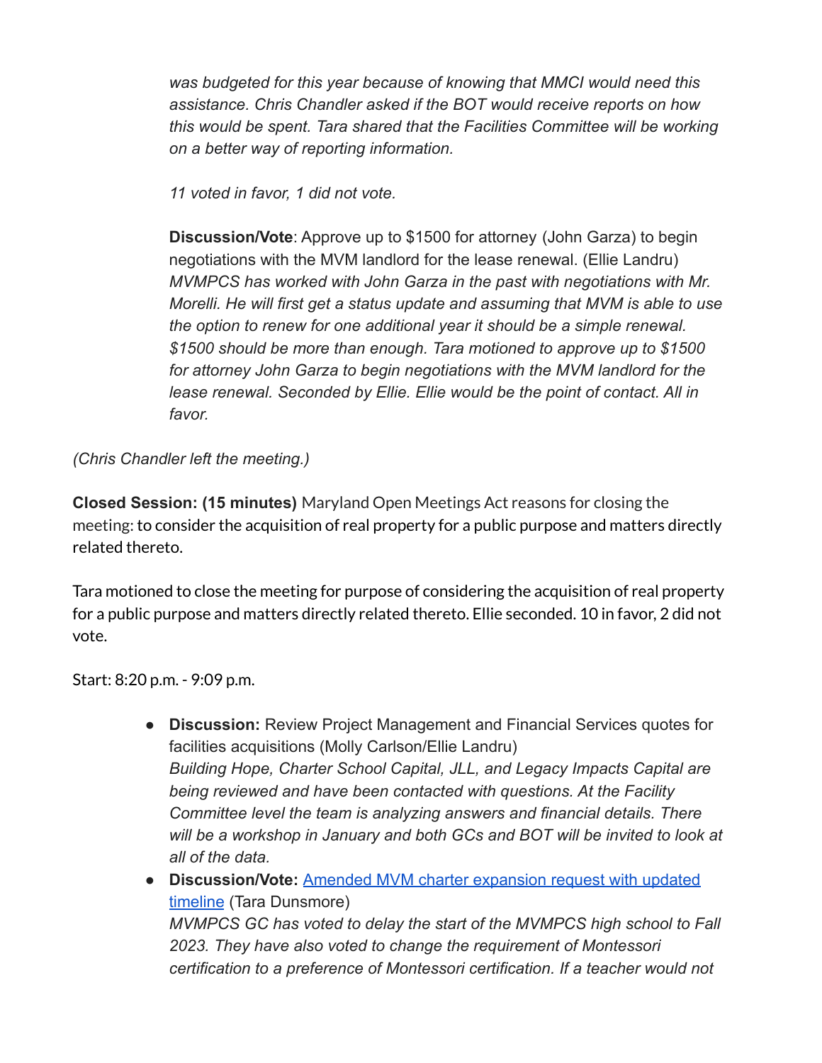*was budgeted for this year because of knowing that MMCI would need this assistance. Chris Chandler asked if the BOT would receive reports on how this would be spent. Tara shared that the Facilities Committee will be working on a better way of reporting information.*

*11 voted in favor, 1 did not vote.*

**Discussion/Vote**: Approve up to $1500 for attorney (John Garza) to begin negotiations with the MVM landlord for the lease renewal. (Ellie Landru) *MVMPCS has worked with John Garza in the past with negotiations with Mr. Morelli. He will first get a status update and assuming that MVM is able to use the option to renew for one additional year it should be a simple renewal. $1500 should be more than enough. Tara motioned to approve up to $1500 for attorney John Garza to begin negotiations with the MVM landlord for the lease renewal. Seconded by Ellie. Ellie would be the point of contact. All in favor.*

*(Chris Chandler left the meeting.)*

**Closed Session: (15 minutes)** Maryland Open Meetings Act reasons for closing the meeting: to consider the acquisition of real property for a public purpose and matters directly related thereto.

Tara motioned to close the meeting for purpose of considering the acquisition of real property for a public purpose and matters directly related thereto. Ellie seconded. 10 in favor, 2 did not vote.

Start: 8:20 p.m. - 9:09 p.m.

- **Discussion:** Review Project Management and Financial Services quotes for facilities acquisitions (Molly Carlson/Ellie Landru) *Building Hope, Charter School Capital, JLL, and Legacy Impacts Capital are being reviewed and have been contacted with questions. At the Facility Committee level the team is analyzing answers and financial details. There will be a workshop in January and both GCs and BOT will be invited to look at all of the data.*
- **Discussion/Vote:** Amended MVM charter expansion request with updated timeline (Tara Dunsmore) *MVMPCS GC has voted to delay the start of the MVMPCS high school to Fall 2023. They have also voted to change the requirement of Montessori certification to a preference of Montessori certification. If a teacher would not*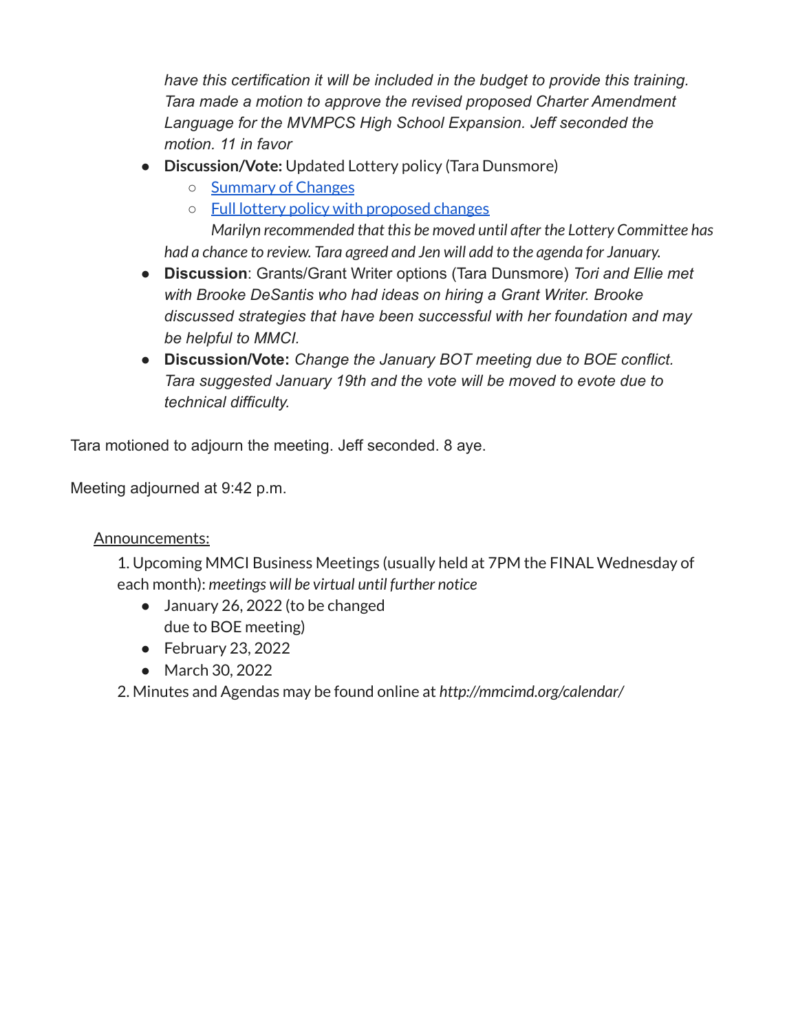*have this certification it will be included in the budget to provide this training. Tara made a motion to approve the revised proposed Charter Amendment Language for the MVMPCS High School Expansion. Jeff seconded the motion. 11 in favor*

- **Discussion/Vote:** Updated Lottery policy (Tara Dunsmore)
  - Summary of Changes
  - Full lottery policy with proposed changes

    *Marilyn recommended that this be moved until after the Lottery Committee has had a chance to review. Tara agreed and Jen will add to the agenda for January.*
- **Discussion**: Grants/Grant Writer options (Tara Dunsmore) *Tori and Ellie met with Brooke DeSantis who had ideas on hiring a Grant Writer. Brooke discussed strategies that have been successful with her foundation and may be helpful to MMCI.*
- **Discussion/Vote:** *Change the January BOT meeting due to BOE conflict. Tara suggested January 19th and the vote will be moved to evote due to technical difficulty.*

Tara motioned to adjourn the meeting. Jeff seconded. 8 aye.

Meeting adjourned at 9:42 p.m.

Announcements:

1. Upcoming MMCI Business Meetings (usually held at 7PM the FINAL Wednesday of each month): *meetings will be virtual until further notice*
   - January 26, 2022 (to be changed due to BOE meeting)
   - February 23, 2022
   - March 30, 2022
2. Minutes and Agendas may be found online at *http://mmcimd.org/calendar/*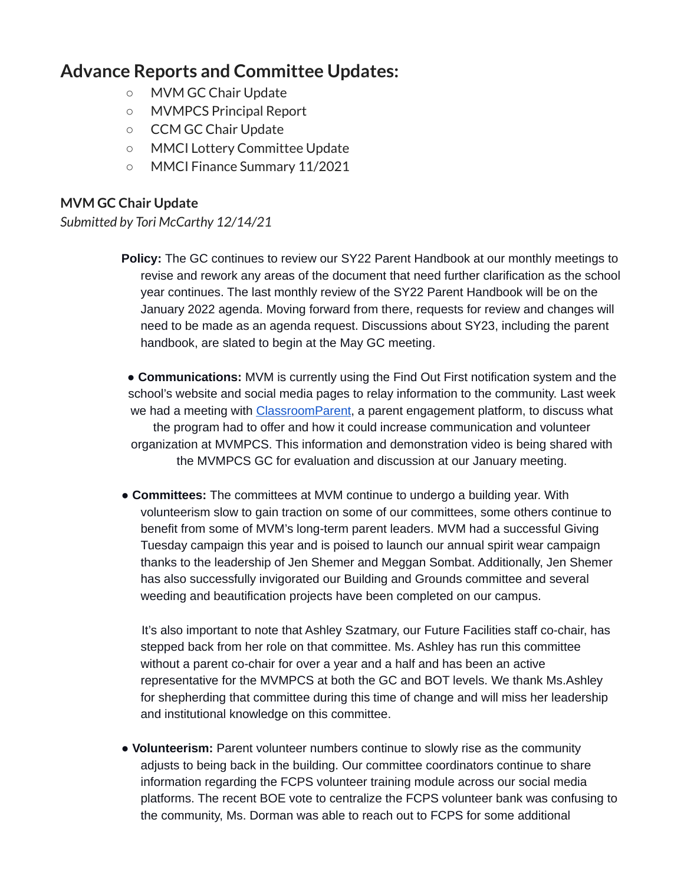## Advance Reports and Committee Updates:

- MVM GC Chair Update
- MVMPCS Principal Report
- CCM GC Chair Update
- MMCI Lottery Committee Update
- MMCI Finance Summary 11/2021

### MVM GC Chair Update

*Submitted by Tori McCarthy 12/14/21*

**Policy:** The GC continues to review our SY22 Parent Handbook at our monthly meetings to revise and rework any areas of the document that need further clarification as the school year continues. The last monthly review of the SY22 Parent Handbook will be on the January 2022 agenda. Moving forward from there, requests for review and changes will need to be made as an agenda request. Discussions about SY23, including the parent handbook, are slated to begin at the May GC meeting.

- **Communications:** MVM is currently using the Find Out First notification system and the school's website and social media pages to relay information to the community. Last week we had a meeting with ClassroomParent, a parent engagement platform, to discuss what the program had to offer and how it could increase communication and volunteer organization at MVMPCS. This information and demonstration video is being shared with the MVMPCS GC for evaluation and discussion at our January meeting.

- **Committees:** The committees at MVM continue to undergo a building year. With volunteerism slow to gain traction on some of our committees, some others continue to benefit from some of MVM's long-term parent leaders. MVM had a successful Giving Tuesday campaign this year and is poised to launch our annual spirit wear campaign thanks to the leadership of Jen Shemer and Meggan Sombat. Additionally, Jen Shemer has also successfully invigorated our Building and Grounds committee and several weeding and beautification projects have been completed on our campus.

  It's also important to note that Ashley Szatmary, our Future Facilities staff co-chair, has stepped back from her role on that committee. Ms. Ashley has run this committee without a parent co-chair for over a year and a half and has been an active representative for the MVMPCS at both the GC and BOT levels. We thank Ms.Ashley for shepherding that committee during this time of change and will miss her leadership and institutional knowledge on this committee.

- **Volunteerism:** Parent volunteer numbers continue to slowly rise as the community adjusts to being back in the building. Our committee coordinators continue to share information regarding the FCPS volunteer training module across our social media platforms. The recent BOE vote to centralize the FCPS volunteer bank was confusing to the community, Ms. Dorman was able to reach out to FCPS for some additional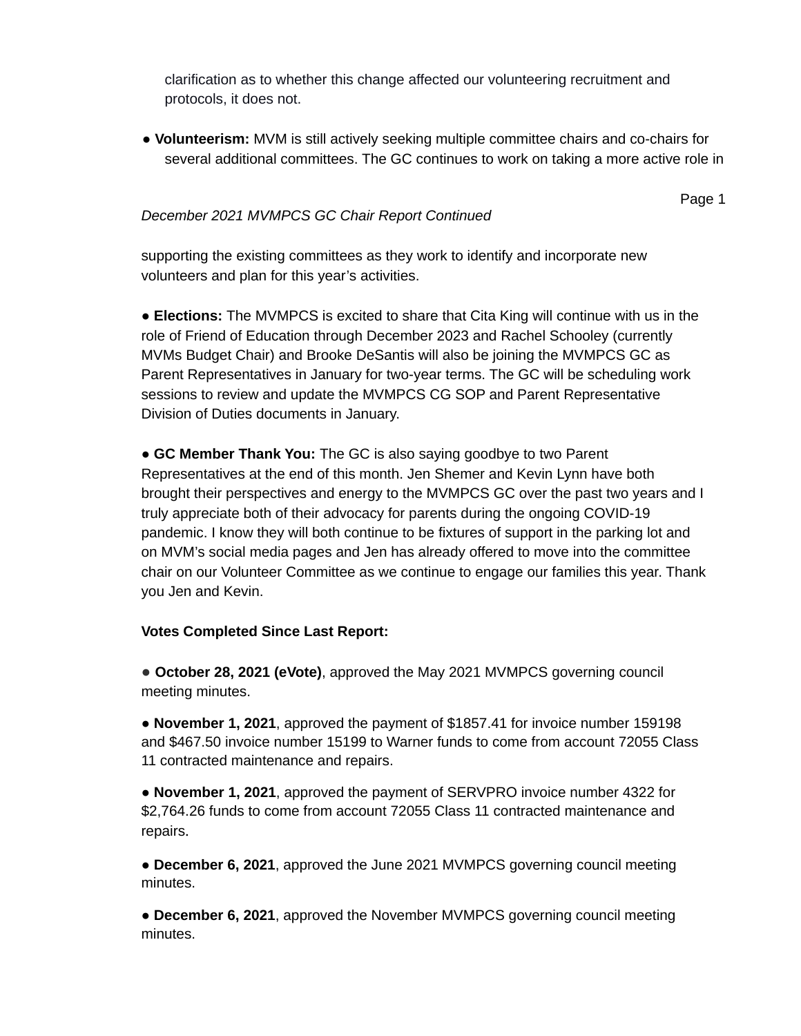clarification as to whether this change affected our volunteering recruitment and protocols, it does not.

- **Volunteerism:** MVM is still actively seeking multiple committee chairs and co-chairs for several additional committees. The GC continues to work on taking a more active role in supporting the existing committees as they work to identify and incorporate new volunteers and plan for this year's activities.

- **Elections:** The MVMPCS is excited to share that Cita King will continue with us in the role of Friend of Education through December 2023 and Rachel Schooley (currently MVMs Budget Chair) and Brooke DeSantis will also be joining the MVMPCS GC as Parent Representatives in January for two-year terms. The GC will be scheduling work sessions to review and update the MVMPCS CG SOP and Parent Representative Division of Duties documents in January.

- **GC Member Thank You:** The GC is also saying goodbye to two Parent Representatives at the end of this month. Jen Shemer and Kevin Lynn have both brought their perspectives and energy to the MVMPCS GC over the past two years and I truly appreciate both of their advocacy for parents during the ongoing COVID-19 pandemic. I know they will both continue to be fixtures of support in the parking lot and on MVM's social media pages and Jen has already offered to move into the committee chair on our Volunteer Committee as we continue to engage our families this year. Thank you Jen and Kevin.

**Votes Completed Since Last Report:**

- **October 28, 2021 (eVote)**, approved the May 2021 MVMPCS governing council meeting minutes.
- **November 1, 2021**, approved the payment of $1857.41 for invoice number 159198 and $467.50 invoice number 15199 to Warner funds to come from account 72055 Class 11 contracted maintenance and repairs.
- **November 1, 2021**, approved the payment of SERVPRO invoice number 4322 for $2,764.26 funds to come from account 72055 Class 11 contracted maintenance and repairs.
- **December 6, 2021**, approved the June 2021 MVMPCS governing council meeting minutes.
- **December 6, 2021**, approved the November MVMPCS governing council meeting minutes.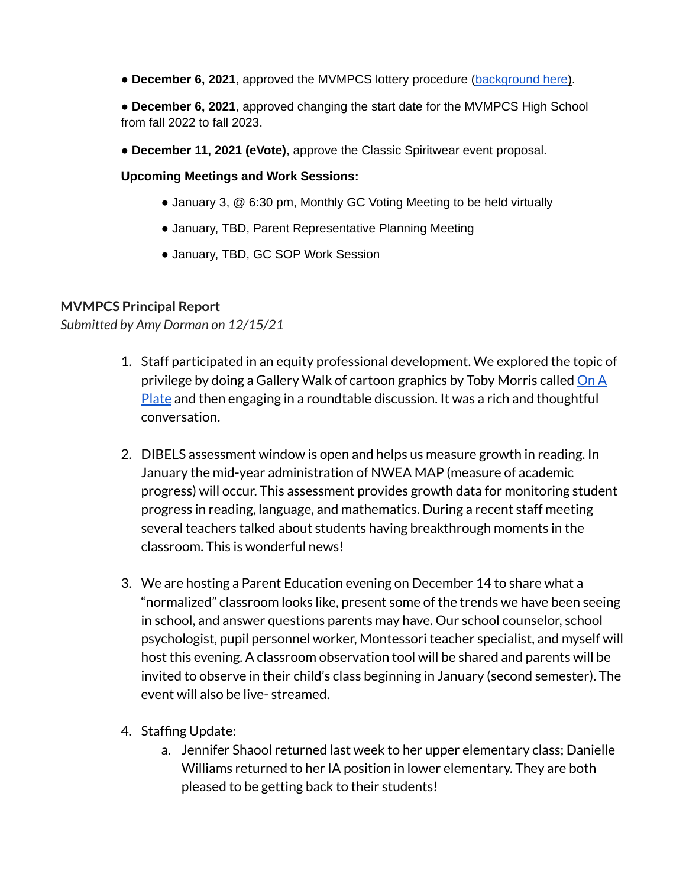- **December 6, 2021**, approved the MVMPCS lottery procedure (background here).

- **December 6, 2021**, approved changing the start date for the MVMPCS High School from fall 2022 to fall 2023.

- **December 11, 2021 (eVote)**, approve the Classic Spiritwear event proposal.

**Upcoming Meetings and Work Sessions:**

- January 3, @ 6:30 pm, Monthly GC Voting Meeting to be held virtually
- January, TBD, Parent Representative Planning Meeting
- January, TBD, GC SOP Work Session

### MVMPCS Principal Report

*Submitted by Amy Dorman on 12/15/21*

1. Staff participated in an equity professional development. We explored the topic of privilege by doing a Gallery Walk of cartoon graphics by Toby Morris called On A Plate and then engaging in a roundtable discussion. It was a rich and thoughtful conversation.

2. DIBELS assessment window is open and helps us measure growth in reading. In January the mid-year administration of NWEA MAP (measure of academic progress) will occur. This assessment provides growth data for monitoring student progress in reading, language, and mathematics. During a recent staff meeting several teachers talked about students having breakthrough moments in the classroom. This is wonderful news!

3. We are hosting a Parent Education evening on December 14 to share what a "normalized" classroom looks like, present some of the trends we have been seeing in school, and answer questions parents may have. Our school counselor, school psychologist, pupil personnel worker, Montessori teacher specialist, and myself will host this evening. A classroom observation tool will be shared and parents will be invited to observe in their child's class beginning in January (second semester). The event will also be live- streamed.

4. Staffing Update:
    a. Jennifer Shaool returned last week to her upper elementary class; Danielle Williams returned to her IA position in lower elementary. They are both pleased to be getting back to their students!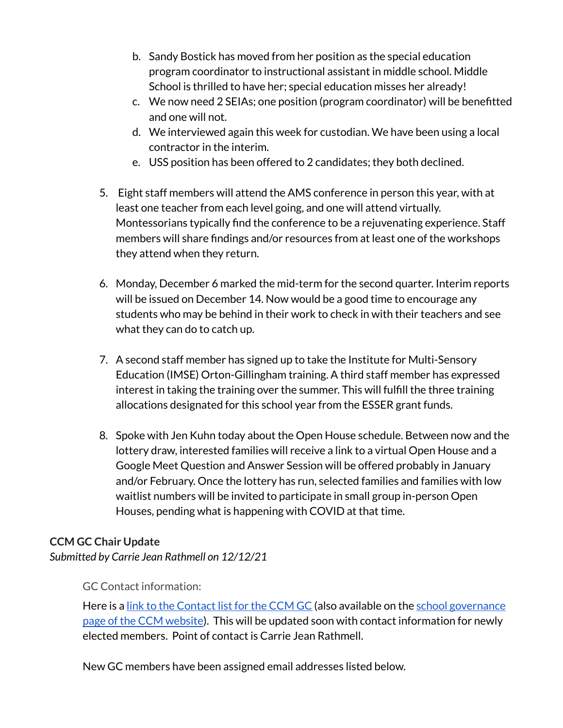b. Sandy Bostick has moved from her position as the special education program coordinator to instructional assistant in middle school. Middle School is thrilled to have her; special education misses her already!
   c. We now need 2 SEIAs; one position (program coordinator) will be benefitted and one will not.
   d. We interviewed again this week for custodian. We have been using a local contractor in the interim.
   e. USS position has been offered to 2 candidates; they both declined.

5. Eight staff members will attend the AMS conference in person this year, with at least one teacher from each level going, and one will attend virtually. Montessorians typically find the conference to be a rejuvenating experience. Staff members will share findings and/or resources from at least one of the workshops they attend when they return.

6. Monday, December 6 marked the mid-term for the second quarter. Interim reports will be issued on December 14. Now would be a good time to encourage any students who may be behind in their work to check in with their teachers and see what they can do to catch up.

7. A second staff member has signed up to take the Institute for Multi-Sensory Education (IMSE) Orton-Gillingham training. A third staff member has expressed interest in taking the training over the summer. This will fulfill the three training allocations designated for this school year from the ESSER grant funds.

8. Spoke with Jen Kuhn today about the Open House schedule. Between now and the lottery draw, interested families will receive a link to a virtual Open House and a Google Meet Question and Answer Session will be offered probably in January and/or February. Once the lottery has run, selected families and families with low waitlist numbers will be invited to participate in small group in-person Open Houses, pending what is happening with COVID at that time.

**CCM GC Chair Update**
*Submitted by Carrie Jean Rathmell on 12/12/21*

GC Contact information:

Here is a link to the Contact list for the CCM GC (also available on the school governance page of the CCM website). This will be updated soon with contact information for newly elected members. Point of contact is Carrie Jean Rathmell.

New GC members have been assigned email addresses listed below.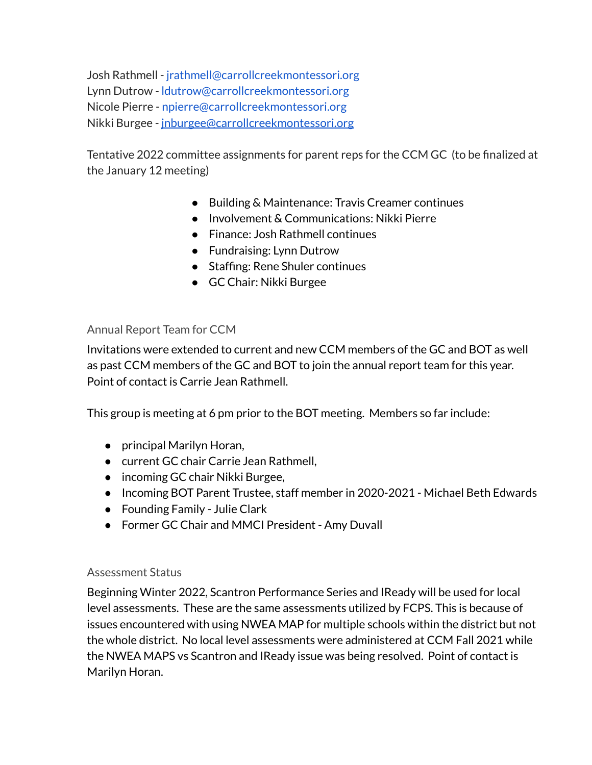Josh Rathmell - jrathmell@carrollcreekmontessori.org
Lynn Dutrow - ldutrow@carrollcreekmontessori.org
Nicole Pierre - npierre@carrollcreekmontessori.org
Nikki Burgee - jnburgee@carrollcreekmontessori.org

Tentative 2022 committee assignments for parent reps for the CCM GC (to be finalized at the January 12 meeting)

- Building & Maintenance: Travis Creamer continues
- Involvement & Communications: Nikki Pierre
- Finance: Josh Rathmell continues
- Fundraising: Lynn Dutrow
- Staffing: Rene Shuler continues
- GC Chair: Nikki Burgee

### Annual Report Team for CCM

Invitations were extended to current and new CCM members of the GC and BOT as well as past CCM members of the GC and BOT to join the annual report team for this year. Point of contact is Carrie Jean Rathmell.

This group is meeting at 6 pm prior to the BOT meeting. Members so far include:

- principal Marilyn Horan,
- current GC chair Carrie Jean Rathmell,
- incoming GC chair Nikki Burgee,
- Incoming BOT Parent Trustee, staff member in 2020-2021 - Michael Beth Edwards
- Founding Family - Julie Clark
- Former GC Chair and MMCI President - Amy Duvall

### Assessment Status

Beginning Winter 2022, Scantron Performance Series and IReady will be used for local level assessments. These are the same assessments utilized by FCPS. This is because of issues encountered with using NWEA MAP for multiple schools within the district but not the whole district. No local level assessments were administered at CCM Fall 2021 while the NWEA MAPS vs Scantron and IReady issue was being resolved. Point of contact is Marilyn Horan.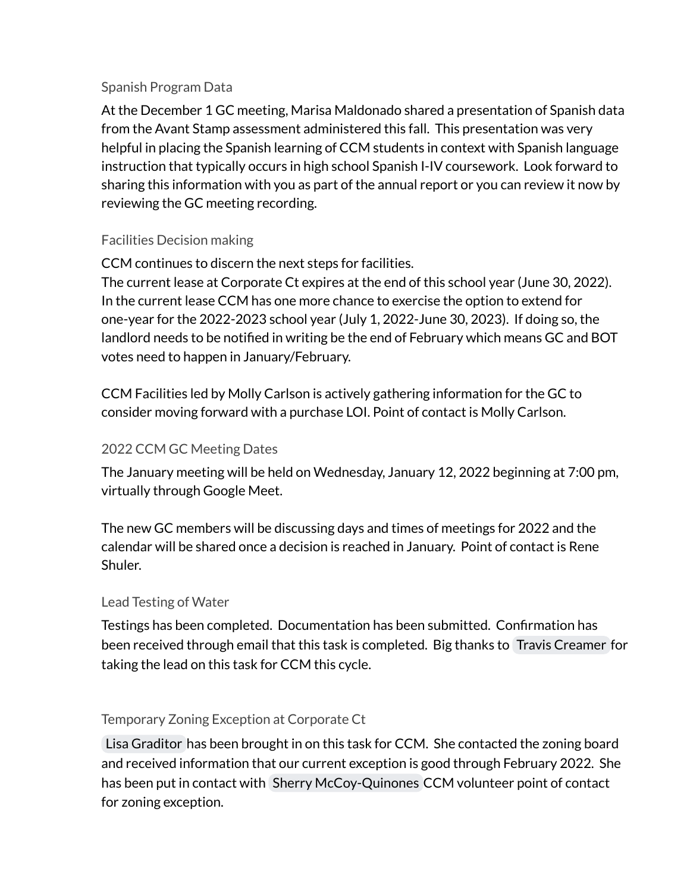### Spanish Program Data

At the December 1 GC meeting, Marisa Maldonado shared a presentation of Spanish data from the Avant Stamp assessment administered this fall. This presentation was very helpful in placing the Spanish learning of CCM students in context with Spanish language instruction that typically occurs in high school Spanish I-IV coursework. Look forward to sharing this information with you as part of the annual report or you can review it now by reviewing the GC meeting recording.

### Facilities Decision making

CCM continues to discern the next steps for facilities.
The current lease at Corporate Ct expires at the end of this school year (June 30, 2022). In the current lease CCM has one more chance to exercise the option to extend for one-year for the 2022-2023 school year (July 1, 2022-June 30, 2023). If doing so, the landlord needs to be notified in writing be the end of February which means GC and BOT votes need to happen in January/February.

CCM Facilities led by Molly Carlson is actively gathering information for the GC to consider moving forward with a purchase LOI. Point of contact is Molly Carlson.

### 2022 CCM GC Meeting Dates

The January meeting will be held on Wednesday, January 12, 2022 beginning at 7:00 pm, virtually through Google Meet.

The new GC members will be discussing days and times of meetings for 2022 and the calendar will be shared once a decision is reached in January. Point of contact is Rene Shuler.

### Lead Testing of Water

Testings has been completed. Documentation has been submitted. Confirmation has been received through email that this task is completed. Big thanks to Travis Creamer for taking the lead on this task for CCM this cycle.

### Temporary Zoning Exception at Corporate Ct

Lisa Graditor has been brought in on this task for CCM. She contacted the zoning board and received information that our current exception is good through February 2022. She has been put in contact with Sherry McCoy-Quinones CCM volunteer point of contact for zoning exception.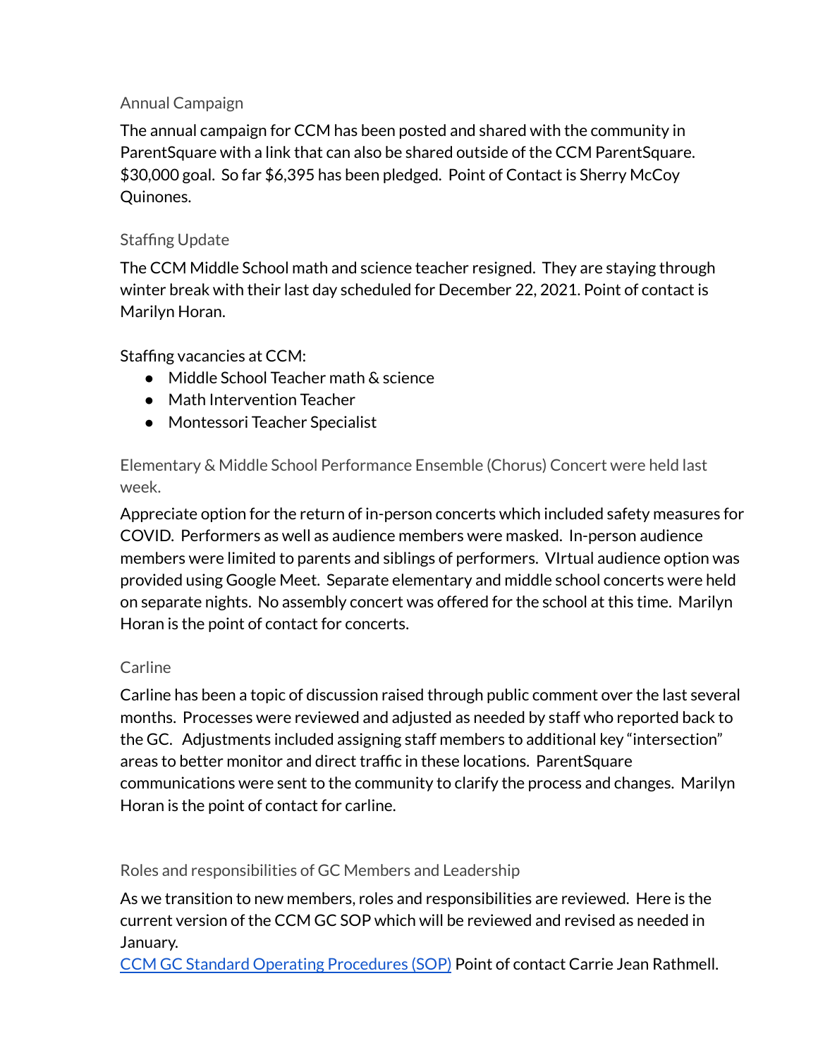### Annual Campaign

The annual campaign for CCM has been posted and shared with the community in ParentSquare with a link that can also be shared outside of the CCM ParentSquare. $30,000 goal. So far $6,395 has been pledged. Point of Contact is Sherry McCoy Quinones.

### Staffing Update

The CCM Middle School math and science teacher resigned. They are staying through winter break with their last day scheduled for December 22, 2021. Point of contact is Marilyn Horan.

Staffing vacancies at CCM:

- Middle School Teacher math & science
- Math Intervention Teacher
- Montessori Teacher Specialist

### Elementary & Middle School Performance Ensemble (Chorus) Concert were held last week.

Appreciate option for the return of in-person concerts which included safety measures for COVID. Performers as well as audience members were masked. In-person audience members were limited to parents and siblings of performers. VIrtual audience option was provided using Google Meet. Separate elementary and middle school concerts were held on separate nights. No assembly concert was offered for the school at this time. Marilyn Horan is the point of contact for concerts.

### Carline

Carline has been a topic of discussion raised through public comment over the last several months. Processes were reviewed and adjusted as needed by staff who reported back to the GC. Adjustments included assigning staff members to additional key "intersection" areas to better monitor and direct traffic in these locations. ParentSquare communications were sent to the community to clarify the process and changes. Marilyn Horan is the point of contact for carline.

### Roles and responsibilities of GC Members and Leadership

As we transition to new members, roles and responsibilities are reviewed. Here is the current version of the CCM GC SOP which will be reviewed and revised as needed in January.
CCM GC Standard Operating Procedures (SOP) Point of contact Carrie Jean Rathmell.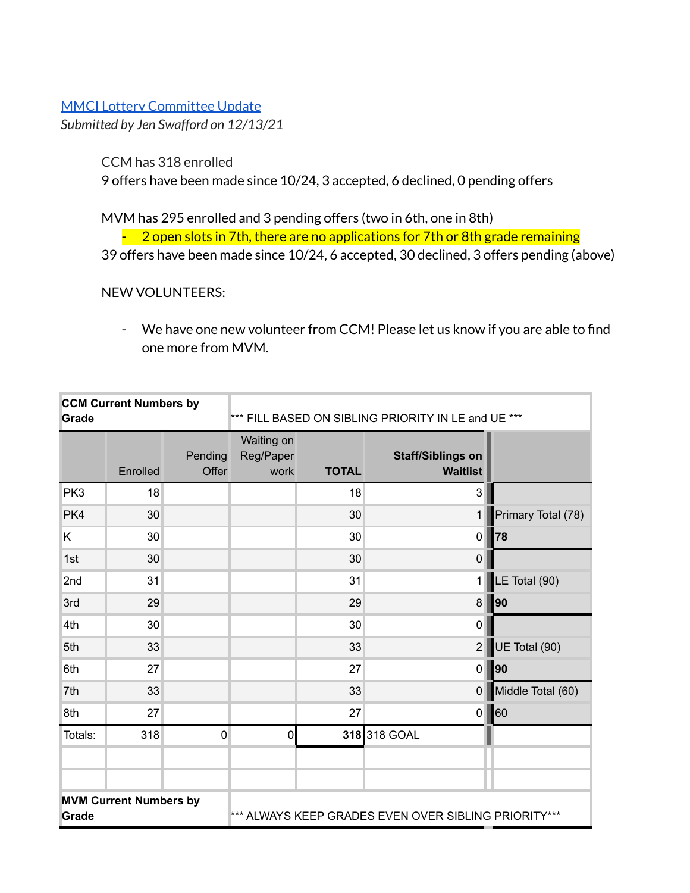[MMCI Lottery Committee Update](#)

*Submitted by Jen Swafford on 12/13/21*

CCM has 318 enrolled

9 offers have been made since 10/24, 3 accepted, 6 declined, 0 pending offers

MVM has 295 enrolled and 3 pending offers (two in 6th, one in 8th)

- 2 open slots in 7th, there are no applications for 7th or 8th grade remaining

39 offers have been made since 10/24, 6 accepted, 30 declined, 3 offers pending (above)

NEW VOLUNTEERS:

- We have one new volunteer from CCM! Please let us know if you are able to find one more from MVM.

| **CCM Current Numbers by Grade** | | | *** FILL BASED ON SIBLING PRIORITY IN LE and UE *** | | | |
|---|---|---|---|---|---|---|
| | Enrolled | Pending Offer | Waiting on Reg/Paper work | **TOTAL** | **Staff/Siblings on Waitlist** | |
| PK3 | 18 | | | 18 | 3 | |
| PK4 | 30 | | | 30 | 1 | Primary Total (78) |
| K | 30 | | | 30 | 0 | **78** |
| 1st | 30 | | | 30 | 0 | |
| 2nd | 31 | | | 31 | 1 | LE Total (90) |
| 3rd | 29 | | | 29 | 8 | **90** |
| 4th | 30 | | | 30 | 0 | |
| 5th | 33 | | | 33 | 2 | UE Total (90) |
| 6th | 27 | | | 27 | 0 | **90** |
| 7th | 33 | | | 33 | 0 | Middle Total (60) |
| 8th | 27 | | | 27 | 0 | 60 |
| Totals: | 318 | 0 | 0 | **318** | 318 GOAL | |
| | | | | | | |
| | | | | | | |
| **MVM Current Numbers by Grade** | | | *** ALWAYS KEEP GRADES EVEN OVER SIBLING PRIORITY*** | | | |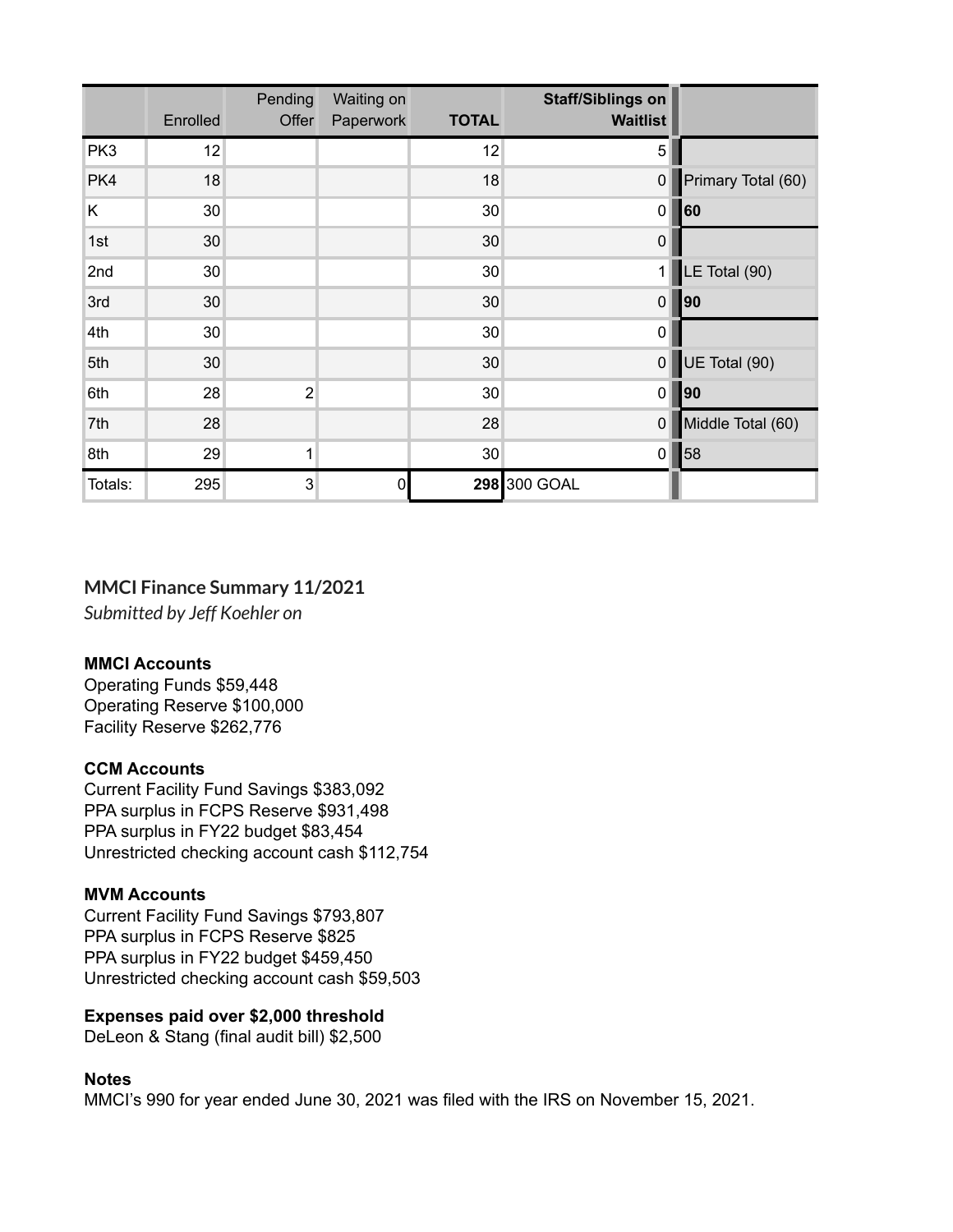| | Enrolled | Pending Offer | Waiting on Paperwork | TOTAL | Staff/Siblings on Waitlist | |
|---|---|---|---|---|---|---|
| PK3 | 12 | | | 12 | 5 | |
| PK4 | 18 | | | 18 | 0 | Primary Total (60) |
| K | 30 | | | 30 | 0 | **60** |
| 1st | 30 | | | 30 | 0 | |
| 2nd | 30 | | | 30 | 1 | LE Total (90) |
| 3rd | 30 | | | 30 | 0 | **90** |
| 4th | 30 | | | 30 | 0 | |
| 5th | 30 | | | 30 | 0 | UE Total (90) |
| 6th | 28 | 2 | | 30 | 0 | **90** |
| 7th | 28 | | | 28 | 0 | Middle Total (60) |
| 8th | 29 | 1 | | 30 | 0 | 58 |
| Totals: | 295 | 3 | 0 | **298** | 300 GOAL | |

## MMCI Finance Summary 11/2021

*Submitted by Jeff Koehler on*

**MMCI Accounts**

Operating Funds $59,448
Operating Reserve $100,000
Facility Reserve $262,776

**CCM Accounts**

Current Facility Fund Savings $383,092
PPA surplus in FCPS Reserve $931,498
PPA surplus in FY22 budget $83,454
Unrestricted checking account cash $112,754

**MVM Accounts**

Current Facility Fund Savings $793,807
PPA surplus in FCPS Reserve $825
PPA surplus in FY22 budget $459,450
Unrestricted checking account cash $59,503

**Expenses paid over $2,000 threshold**

DeLeon & Stang (final audit bill) $2,500

**Notes**

MMCI's 990 for year ended June 30, 2021 was filed with the IRS on November 15, 2021.